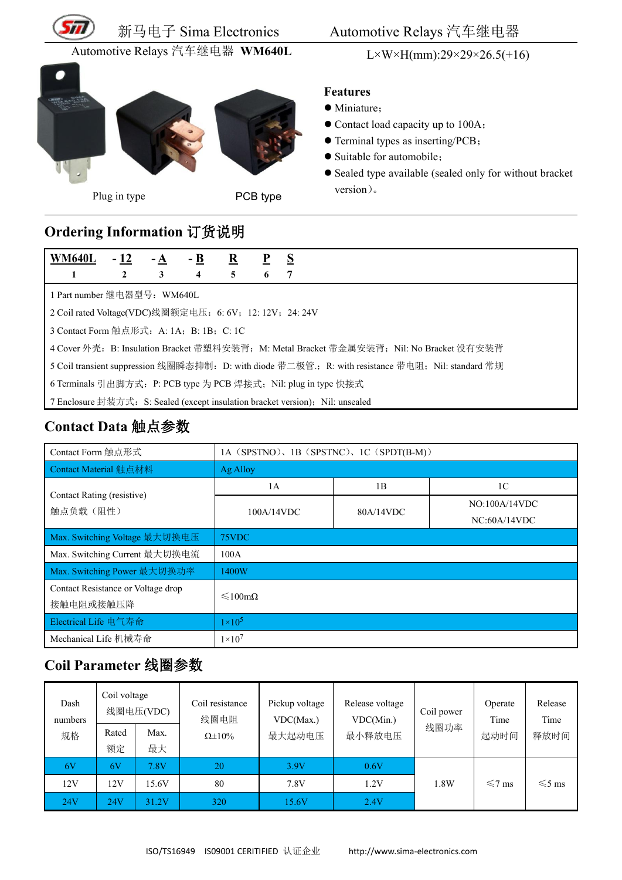# 新马电子 Sima Electronics — Automotive Relays 汽车继电器

## Automotive Relays 汽车继电器 **WM640L**

L×W×H(mm):29×29×26.5(+16)

Plug in type　　　　PCB type

### Features

- Miniature；
- Contact load capacity up to 100A；
- Terminal types as inserting/PCB；
- Suitable for automobile；
- Sealed type available (sealed only for without bracket version)。

## Ordering Information 订货说明

| **WM640L** | **- 12** | **- A** | **- B** | **R** | **P** | **S** |
|---|---|---|---|---|---|---|
| 1 | 2 | 3 | 4 | 5 | 6 | 7 |

1 Part number 继电器型号：WM640L

2 Coil rated Voltage(VDC)线圈额定电压：6: 6V；12: 12V；24: 24V

3 Contact Form 触点形式：A: 1A；B: 1B；C: 1C

4 Cover 外壳：B: Insulation Bracket 带塑料安装背；M: Metal Bracket 带金属安装背；Nil: No Bracket 没有安装背

5 Coil transient suppression 线圈瞬态抑制：D: with diode 带二极管.；R: with resistance 带电阻；Nil: standard 常规

6 Terminals 引出脚方式：P: PCB type 为 PCB 焊接式；Nil: plug in type 快接式

7 Enclosure 封装方式：S: Sealed (except insulation bracket version)；Nil: unsealed

## Contact Data 触点参数

| Contact Form 触点形式 | 1A（SPSTNO）、1B（SPSTNC）、1C（SPDT(B-M)） | | |
|---|---|---|---|
| Contact Material 触点材料 | Ag Alloy | | |
| Contact Rating (resistive) 触点负载（阻性） | 1A | 1B | 1C |
| | 100A/14VDC | 80A/14VDC | NO:100A/14VDC NC:60A/14VDC |
| Max. Switching Voltage 最大切换电压 | 75VDC | | |
| Max. Switching Current 最大切换电流 | 100A | | |
| Max. Switching Power 最大切换功率 | 1400W | | |
| Contact Resistance or Voltage drop 接触电阻或接触压降 | ≤100mΩ | | |
| Electrical Life 电气寿命 | $1\times10^5$ | | |
| Mechanical Life 机械寿命 | $1\times10^7$ | | |

## Coil Parameter 线圈参数

| Dash numbers 规格 | Coil voltage 线圈电压(VDC) | | Coil resistance 线圈电阻 Ω±10% | Pickup voltage VDC(Max.) 最大起动电压 | Release voltage VDC(Min.) 最小释放电压 | Coil power 线圈功率 | Operate Time 起动时间 | Release Time 释放时间 |
|---|---|---|---|---|---|---|---|---|
| | Rated 额定 | Max. 最大 | | | | | | |
| 6V | 6V | 7.8V | 20 | 3.9V | 0.6V | 1.8W | ≤7 ms | ≤5 ms |
| 12V | 12V | 15.6V | 80 | 7.8V | 1.2V | | | |
| 24V | 24V | 31.2V | 320 | 15.6V | 2.4V | | | |

ISO/TS16949　ISO9001 CERITIFIED 认证企业　　http://www.sima-electronics.com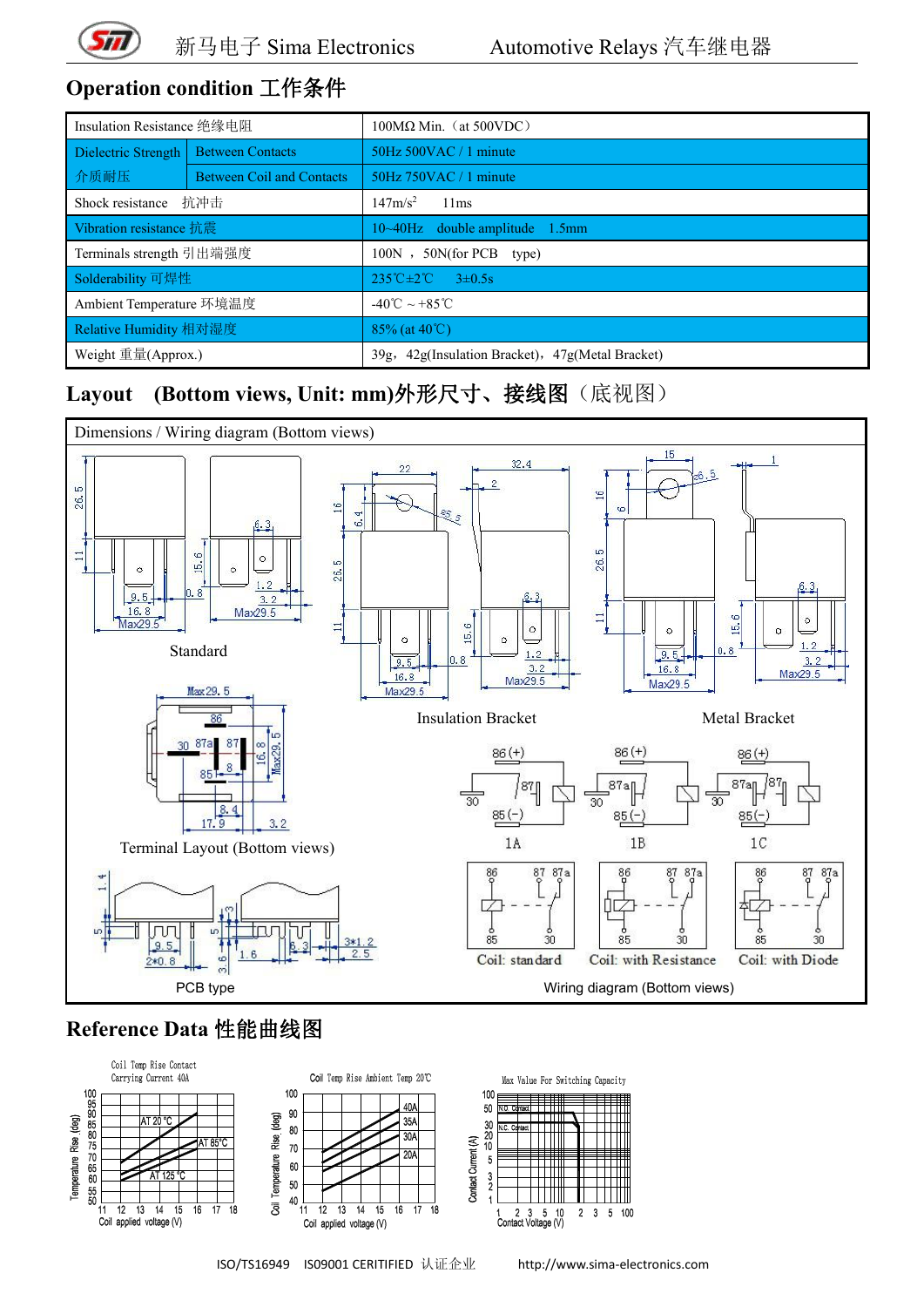## Operation condition 工作条件

| | | |
|---|---|---|
| Insulation Resistance 绝缘电阻 | | 100MΩ Min.（at 500VDC） |
| Dielectric Strength 介质耐压 | Between Contacts | 50Hz 500VAC / 1 minute |
| | Between Coil and Contacts | 50Hz 750VAC / 1 minute |
| Shock resistance 抗冲击 | | 147m/s² 11ms |
| Vibration resistance 抗震 | | 10~40Hz double amplitude 1.5mm |
| Terminals strength 引出端强度 | | 100N ，50N(for PCB type) |
| Solderability 可焊性 | | 235℃±2℃ 3±0.5s |
| Ambient Temperature 环境温度 | | -40℃ ~ +85℃ |
| Relative Humidity 相对湿度 | | 85% (at 40℃) |
| Weight 重量(Approx.) | | 39g，42g(Insulation Bracket)，47g(Metal Bracket) |

## Layout (Bottom views, Unit: mm)外形尺寸、接线图（底视图）

Dimensions / Wiring diagram (Bottom views)

26.5
11
15.6
9.5
16.8
0.8
Max29.5
6.3
1.2
3.2
Max29.5

Standard

22
16
6.4
25.5
11
85.5
9.5
16.8
0.8
Max29.5
32.4
2
15.6
6.3
1.2
3.2
Max29.5

Insulation Bracket

15
16
6
26.5
11
36.5
9.5
16.8
0.8
Max29.5
1
15.6
6.3
1.2
3.2
Max29.5

Metal Bracket

Max29.5
86
30
87a
87
85
8
16.8
Max29.5
8.4
17.9
3.2

Terminal Layout (Bottom views)

86(+)
30
87
85(-)
1A

86(+)
30
87a
85(-)
1B

86(+)
30
87a
87
85(-)
1C

1.4
5
9.5
2*0.8
5
3
3.6
1.6
6.3
3*1.2
2.5

PCB type

86 87 87a
85 30
Coil: standard

86 87 87a
85 30
Coil: with Resistance

86 87 87a
85 30
Coil: with Diode

Wiring diagram (Bottom views)

## Reference Data 性能曲线图

Coil Temp Rise Contact
Carrying Current 40A
Temperature Rise (deg)
100 95 90 85 80 75 70 65 60 55 50
AT 20℃
AT 85℃
AT 125℃
11 12 13 14 15 16 17 18
Coil applied voltage (V)

Coil Temp Rise Ambient Temp 20℃
Coil Temperature Rise (deg)
100 90 80 70 60 50 40
40A
35A
30A
20A
11 12 13 14 15 16 17 18
Coil applied voltage (V)

Max Value For Switching Capacity
Contact Current (A)
100 50 30 20 10 5 3 2 1
N.O. Contact
N.C. Contact
1 2 3 5 10 2 3 5 100
Contact Voltage (V)

ISO/TS16949 ISO9001 CERITIFIED 认证企业 http://www.sima-electronics.com